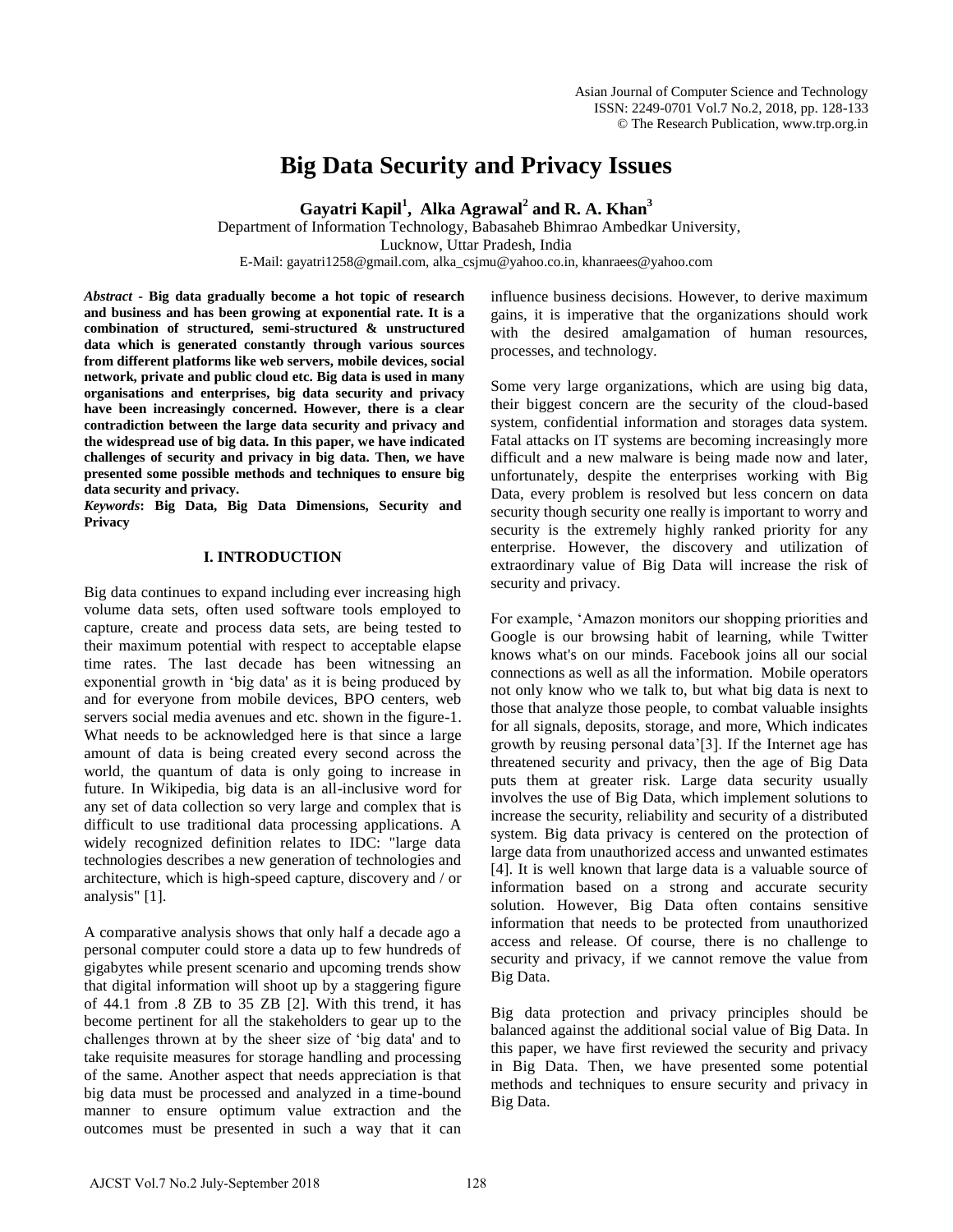# Big Data Security and Privacy Issues

**Gayatri Kapil[1], Alka Agrawal[2] and R. A. Khan[3]**

Department of Information Technology, Babasaheb Bhimrao Ambedkar University, Lucknow, Uttar Pradesh, India

E-Mail: gayatri1258@gmail.com, alka_csjmu@yahoo.co.in, khanraees@yahoo.com

***Abstract*** - **Big data gradually become a hot topic of research and business and has been growing at exponential rate. It is a combination of structured, semi-structured & unstructured data which is generated constantly through various sources from different platforms like web servers, mobile devices, social network, private and public cloud etc. Big data is used in many organisations and enterprises, big data security and privacy have been increasingly concerned. However, there is a clear contradiction between the large data security and privacy and the widespread use of big data. In this paper, we have indicated challenges of security and privacy in big data. Then, we have presented some possible methods and techniques to ensure big data security and privacy.**

***Keywords*****: Big Data, Big Data Dimensions, Security and Privacy**

## I. INTRODUCTION

Big data continues to expand including ever increasing high volume data sets, often used software tools employed to capture, create and process data sets, are being tested to their maximum potential with respect to acceptable elapse time rates. The last decade has been witnessing an exponential growth in 'big data' as it is being produced by and for everyone from mobile devices, BPO centers, web servers social media avenues and etc. shown in the figure-1. What needs to be acknowledged here is that since a large amount of data is being created every second across the world, the quantum of data is only going to increase in future. In Wikipedia, big data is an all-inclusive word for any set of data collection so very large and complex that is difficult to use traditional data processing applications. A widely recognized definition relates to IDC: "large data technologies describes a new generation of technologies and architecture, which is high-speed capture, discovery and / or analysis" [1].

A comparative analysis shows that only half a decade ago a personal computer could store a data up to few hundreds of gigabytes while present scenario and upcoming trends show that digital information will shoot up by a staggering figure of 44.1 from .8 ZB to 35 ZB [2]. With this trend, it has become pertinent for all the stakeholders to gear up to the challenges thrown at by the sheer size of 'big data' and to take requisite measures for storage handling and processing of the same. Another aspect that needs appreciation is that big data must be processed and analyzed in a time-bound manner to ensure optimum value extraction and the outcomes must be presented in such a way that it can influence business decisions. However, to derive maximum gains, it is imperative that the organizations should work with the desired amalgamation of human resources, processes, and technology.

Some very large organizations, which are using big data, their biggest concern are the security of the cloud-based system, confidential information and storages data system. Fatal attacks on IT systems are becoming increasingly more difficult and a new malware is being made now and later, unfortunately, despite the enterprises working with Big Data, every problem is resolved but less concern on data security though security one really is important to worry and security is the extremely highly ranked priority for any enterprise. However, the discovery and utilization of extraordinary value of Big Data will increase the risk of security and privacy.

For example, 'Amazon monitors our shopping priorities and Google is our browsing habit of learning, while Twitter knows what's on our minds. Facebook joins all our social connections as well as all the information. Mobile operators not only know who we talk to, but what big data is next to those that analyze those people, to combat valuable insights for all signals, deposits, storage, and more, Which indicates growth by reusing personal data'[3]. If the Internet age has threatened security and privacy, then the age of Big Data puts them at greater risk. Large data security usually involves the use of Big Data, which implement solutions to increase the security, reliability and security of a distributed system. Big data privacy is centered on the protection of large data from unauthorized access and unwanted estimates [4]. It is well known that large data is a valuable source of information based on a strong and accurate security solution. However, Big Data often contains sensitive information that needs to be protected from unauthorized access and release. Of course, there is no challenge to security and privacy, if we cannot remove the value from Big Data.

Big data protection and privacy principles should be balanced against the additional social value of Big Data. In this paper, we have first reviewed the security and privacy in Big Data. Then, we have presented some potential methods and techniques to ensure security and privacy in Big Data.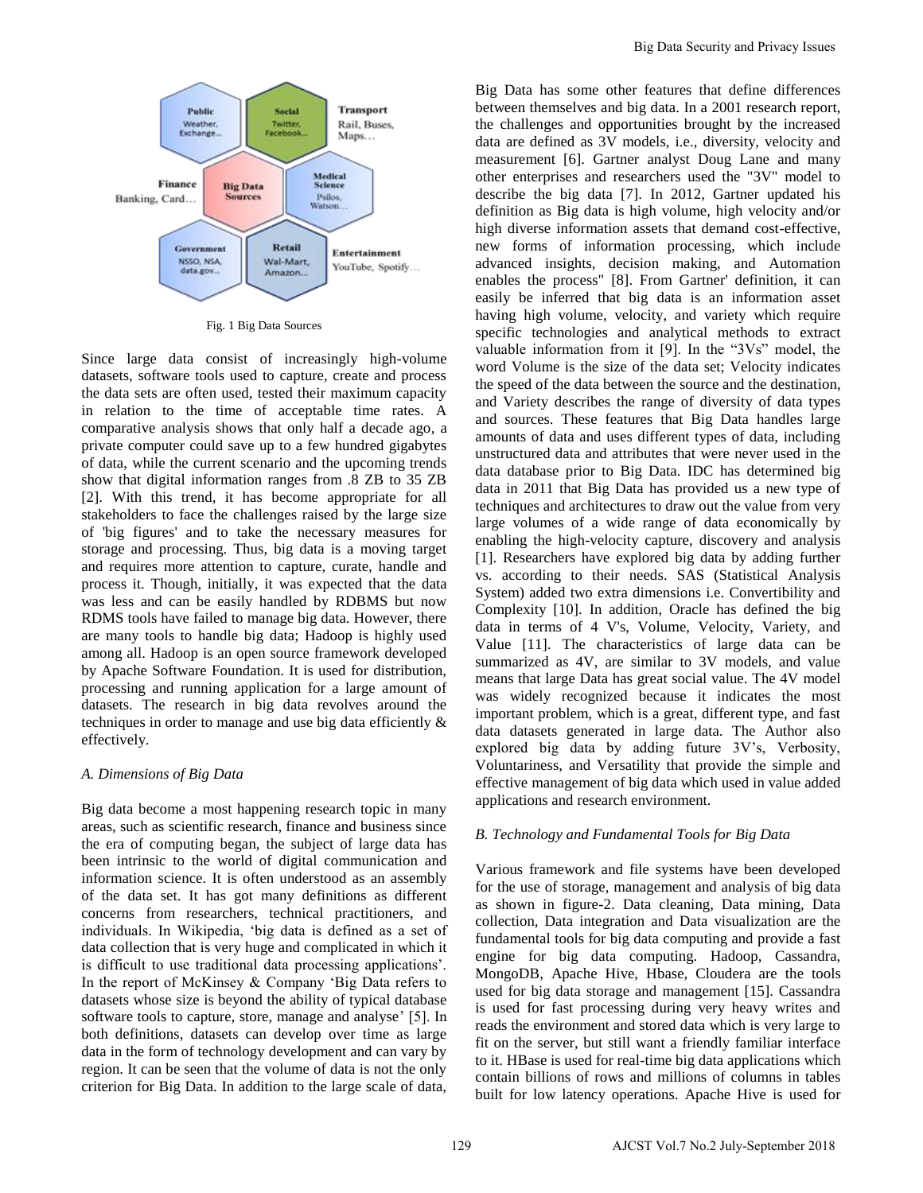Fig. 1 Big Data Sources

Since large data consist of increasingly high-volume datasets, software tools used to capture, create and process the data sets are often used, tested their maximum capacity in relation to the time of acceptable time rates. A comparative analysis shows that only half a decade ago, a private computer could save up to a few hundred gigabytes of data, while the current scenario and the upcoming trends show that digital information ranges from .8 ZB to 35 ZB [2]. With this trend, it has become appropriate for all stakeholders to face the challenges raised by the large size of 'big figures' and to take the necessary measures for storage and processing. Thus, big data is a moving target and requires more attention to capture, curate, handle and process it. Though, initially, it was expected that the data was less and can be easily handled by RDBMS but now RDMS tools have failed to manage big data. However, there are many tools to handle big data; Hadoop is highly used among all. Hadoop is an open source framework developed by Apache Software Foundation. It is used for distribution, processing and running application for a large amount of datasets. The research in big data revolves around the techniques in order to manage and use big data efficiently & effectively.

### *A. Dimensions of Big Data*

Big data become a most happening research topic in many areas, such as scientific research, finance and business since the era of computing began, the subject of large data has been intrinsic to the world of digital communication and information science. It is often understood as an assembly of the data set. It has got many definitions as different concerns from researchers, technical practitioners, and individuals. In Wikipedia, 'big data is defined as a set of data collection that is very huge and complicated in which it is difficult to use traditional data processing applications'. In the report of McKinsey & Company 'Big Data refers to datasets whose size is beyond the ability of typical database software tools to capture, store, manage and analyse' [5]. In both definitions, datasets can develop over time as large data in the form of technology development and can vary by region. It can be seen that the volume of data is not the only criterion for Big Data. In addition to the large scale of data, Big Data has some other features that define differences between themselves and big data. In a 2001 research report, the challenges and opportunities brought by the increased data are defined as 3V models, i.e., diversity, velocity and measurement [6]. Gartner analyst Doug Lane and many other enterprises and researchers used the "3V" model to describe the big data [7]. In 2012, Gartner updated his definition as Big data is high volume, high velocity and/or high diverse information assets that demand cost-effective, new forms of information processing, which include advanced insights, decision making, and Automation enables the process" [8]. From Gartner' definition, it can easily be inferred that big data is an information asset having high volume, velocity, and variety which require specific technologies and analytical methods to extract valuable information from it [9]. In the "3Vs" model, the word Volume is the size of the data set; Velocity indicates the speed of the data between the source and the destination, and Variety describes the range of diversity of data types and sources. These features that Big Data handles large amounts of data and uses different types of data, including unstructured data and attributes that were never used in the data database prior to Big Data. IDC has determined big data in 2011 that Big Data has provided us a new type of techniques and architectures to draw out the value from very large volumes of a wide range of data economically by enabling the high-velocity capture, discovery and analysis [1]. Researchers have explored big data by adding further vs. according to their needs. SAS (Statistical Analysis System) added two extra dimensions i.e. Convertibility and Complexity [10]. In addition, Oracle has defined the big data in terms of 4 V's, Volume, Velocity, Variety, and Value [11]. The characteristics of large data can be summarized as 4V, are similar to 3V models, and value means that large Data has great social value. The 4V model was widely recognized because it indicates the most important problem, which is a great, different type, and fast data datasets generated in large data. The Author also explored big data by adding future 3V's, Verbosity, Voluntariness, and Versatility that provide the simple and effective management of big data which used in value added applications and research environment.

### *B. Technology and Fundamental Tools for Big Data*

Various framework and file systems have been developed for the use of storage, management and analysis of big data as shown in figure-2. Data cleaning, Data mining, Data collection, Data integration and Data visualization are the fundamental tools for big data computing and provide a fast engine for big data computing. Hadoop, Cassandra, MongoDB, Apache Hive, Hbase, Cloudera are the tools used for big data storage and management [15]. Cassandra is used for fast processing during very heavy writes and reads the environment and stored data which is very large to fit on the server, but still want a friendly familiar interface to it. HBase is used for real-time big data applications which contain billions of rows and millions of columns in tables built for low latency operations. Apache Hive is used for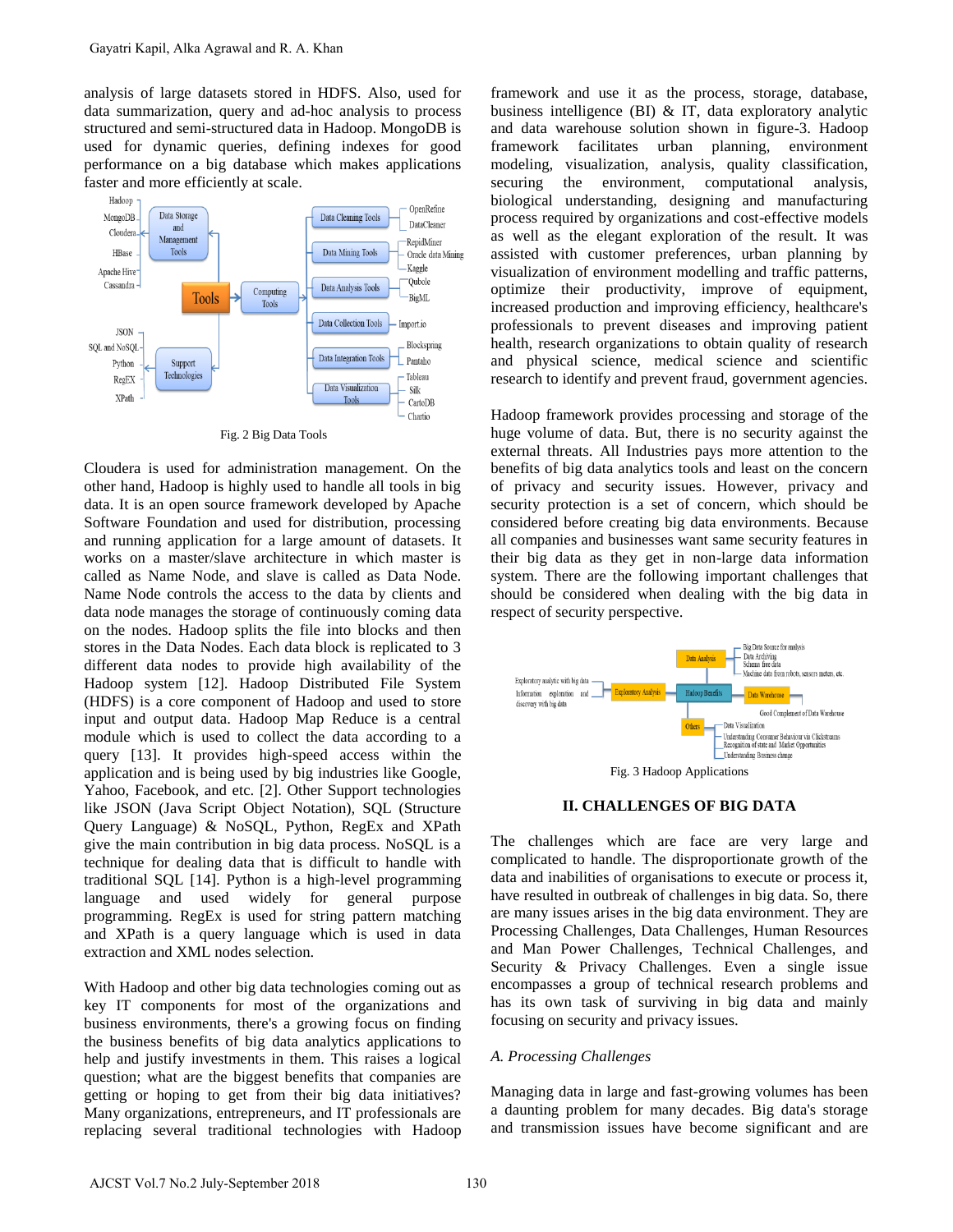analysis of large datasets stored in HDFS. Also, used for data summarization, query and ad-hoc analysis to process structured and semi-structured data in Hadoop. MongoDB is used for dynamic queries, defining indexes for good performance on a big database which makes applications faster and more efficiently at scale.

Fig. 2 Big Data Tools

Cloudera is used for administration management. On the other hand, Hadoop is highly used to handle all tools in big data. It is an open source framework developed by Apache Software Foundation and used for distribution, processing and running application for a large amount of datasets. It works on a master/slave architecture in which master is called as Name Node, and slave is called as Data Node. Name Node controls the access to the data by clients and data node manages the storage of continuously coming data on the nodes. Hadoop splits the file into blocks and then stores in the Data Nodes. Each data block is replicated to 3 different data nodes to provide high availability of the Hadoop system [12]. Hadoop Distributed File System (HDFS) is a core component of Hadoop and used to store input and output data. Hadoop Map Reduce is a central module which is used to collect the data according to a query [13]. It provides high-speed access within the application and is being used by big industries like Google, Yahoo, Facebook, and etc. [2]. Other Support technologies like JSON (Java Script Object Notation), SQL (Structure Query Language) & NoSQL, Python, RegEx and XPath give the main contribution in big data process. NoSQL is a technique for dealing data that is difficult to handle with traditional SQL [14]. Python is a high-level programming language and used widely for general purpose programming. RegEx is used for string pattern matching and XPath is a query language which is used in data extraction and XML nodes selection.

With Hadoop and other big data technologies coming out as key IT components for most of the organizations and business environments, there's a growing focus on finding the business benefits of big data analytics applications to help and justify investments in them. This raises a logical question; what are the biggest benefits that companies are getting or hoping to get from their big data initiatives? Many organizations, entrepreneurs, and IT professionals are replacing several traditional technologies with Hadoop framework and use it as the process, storage, database, business intelligence (BI) & IT, data exploratory analytic and data warehouse solution shown in figure-3. Hadoop framework facilitates urban planning, environment modeling, visualization, analysis, quality classification, securing the environment, computational analysis, biological understanding, designing and manufacturing process required by organizations and cost-effective models as well as the elegant exploration of the result. It was assisted with customer preferences, urban planning by visualization of environment modelling and traffic patterns, optimize their productivity, improve of equipment, increased production and improving efficiency, healthcare's professionals to prevent diseases and improving patient health, research organizations to obtain quality of research and physical science, medical science and scientific research to identify and prevent fraud, government agencies.

Hadoop framework provides processing and storage of the huge volume of data. But, there is no security against the external threats. All Industries pays more attention to the benefits of big data analytics tools and least on the concern of privacy and security issues. However, privacy and security protection is a set of concern, which should be considered before creating big data environments. Because all companies and businesses want same security features in their big data as they get in non-large data information system. There are the following important challenges that should be considered when dealing with the big data in respect of security perspective.

Fig. 3 Hadoop Applications

## II. CHALLENGES OF BIG DATA

The challenges which are face are very large and complicated to handle. The disproportionate growth of the data and inabilities of organisations to execute or process it, have resulted in outbreak of challenges in big data. So, there are many issues arises in the big data environment. They are Processing Challenges, Data Challenges, Human Resources and Man Power Challenges, Technical Challenges, and Security & Privacy Challenges. Even a single issue encompasses a group of technical research problems and has its own task of surviving in big data and mainly focusing on security and privacy issues.

### *A. Processing Challenges*

Managing data in large and fast-growing volumes has been a daunting problem for many decades. Big data's storage and transmission issues have become significant and are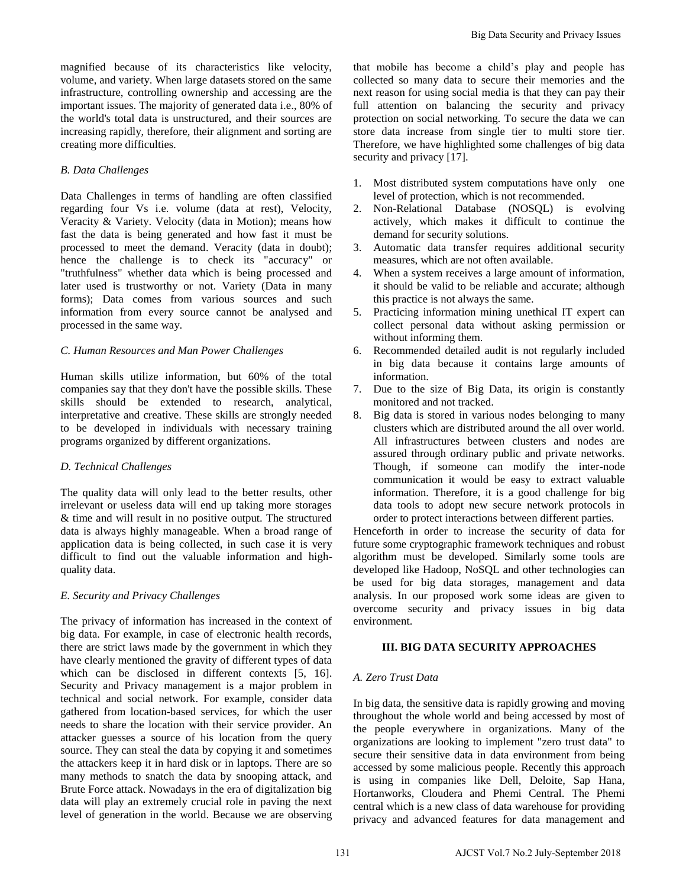magnified because of its characteristics like velocity, volume, and variety. When large datasets stored on the same infrastructure, controlling ownership and accessing are the important issues. The majority of generated data i.e., 80% of the world's total data is unstructured, and their sources are increasing rapidly, therefore, their alignment and sorting are creating more difficulties.

### *B. Data Challenges*

Data Challenges in terms of handling are often classified regarding four Vs i.e. volume (data at rest), Velocity, Veracity & Variety. Velocity (data in Motion); means how fast the data is being generated and how fast it must be processed to meet the demand. Veracity (data in doubt); hence the challenge is to check its "accuracy" or "truthfulness" whether data which is being processed and later used is trustworthy or not. Variety (Data in many forms); Data comes from various sources and such information from every source cannot be analysed and processed in the same way.

### *C. Human Resources and Man Power Challenges*

Human skills utilize information, but 60% of the total companies say that they don't have the possible skills. These skills should be extended to research, analytical, interpretative and creative. These skills are strongly needed to be developed in individuals with necessary training programs organized by different organizations.

### *D. Technical Challenges*

The quality data will only lead to the better results, other irrelevant or useless data will end up taking more storages & time and will result in no positive output. The structured data is always highly manageable. When a broad range of application data is being collected, in such case it is very difficult to find out the valuable information and high-quality data.

### *E. Security and Privacy Challenges*

The privacy of information has increased in the context of big data. For example, in case of electronic health records, there are strict laws made by the government in which they have clearly mentioned the gravity of different types of data which can be disclosed in different contexts [5, 16]. Security and Privacy management is a major problem in technical and social network. For example, consider data gathered from location-based services, for which the user needs to share the location with their service provider. An attacker guesses a source of his location from the query source. They can steal the data by copying it and sometimes the attackers keep it in hard disk or in laptops. There are so many methods to snatch the data by snooping attack, and Brute Force attack. Nowadays in the era of digitalization big data will play an extremely crucial role in paving the next level of generation in the world. Because we are observing that mobile has become a child's play and people has collected so many data to secure their memories and the next reason for using social media is that they can pay their full attention on balancing the security and privacy protection on social networking. To secure the data we can store data increase from single tier to multi store tier. Therefore, we have highlighted some challenges of big data security and privacy [17].

1. Most distributed system computations have only one level of protection, which is not recommended.
2. Non-Relational Database (NOSQL) is evolving actively, which makes it difficult to continue the demand for security solutions.
3. Automatic data transfer requires additional security measures, which are not often available.
4. When a system receives a large amount of information, it should be valid to be reliable and accurate; although this practice is not always the same.
5. Practicing information mining unethical IT expert can collect personal data without asking permission or without informing them.
6. Recommended detailed audit is not regularly included in big data because it contains large amounts of information.
7. Due to the size of Big Data, its origin is constantly monitored and not tracked.
8. Big data is stored in various nodes belonging to many clusters which are distributed around the all over world. All infrastructures between clusters and nodes are assured through ordinary public and private networks. Though, if someone can modify the inter-node communication it would be easy to extract valuable information. Therefore, it is a good challenge for big data tools to adopt new secure network protocols in order to protect interactions between different parties.

Henceforth in order to increase the security of data for future some cryptographic framework techniques and robust algorithm must be developed. Similarly some tools are developed like Hadoop, NoSQL and other technologies can be used for big data storages, management and data analysis. In our proposed work some ideas are given to overcome security and privacy issues in big data environment.

## III. BIG DATA SECURITY APPROACHES

### *A. Zero Trust Data*

In big data, the sensitive data is rapidly growing and moving throughout the whole world and being accessed by most of the people everywhere in organizations. Many of the organizations are looking to implement "zero trust data" to secure their sensitive data in data environment from being accessed by some malicious people. Recently this approach is using in companies like Dell, Deloite, Sap Hana, Hortanworks, Cloudera and Phemi Central. The Phemi central which is a new class of data warehouse for providing privacy and advanced features for data management and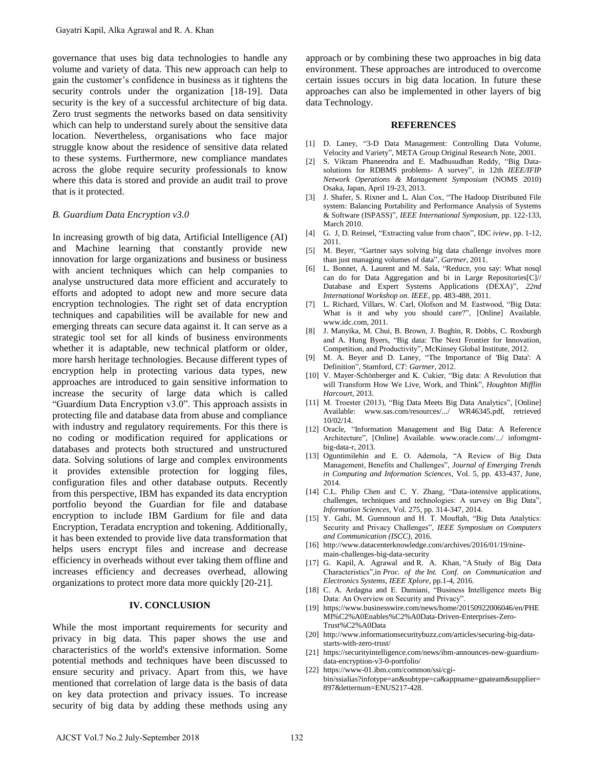governance that uses big data technologies to handle any volume and variety of data. This new approach can help to gain the customer's confidence in business as it tightens the security controls under the organization [18-19]. Data security is the key of a successful architecture of big data. Zero trust segments the networks based on data sensitivity which can help to understand surely about the sensitive data location. Nevertheless, organisations who face major struggle know about the residence of sensitive data related to these systems. Furthermore, new compliance mandates across the globe require security professionals to know where this data is stored and provide an audit trail to prove that is it protected.

### *B. Guardium Data Encryption v3.0*

In increasing growth of big data, Artificial Intelligence (AI) and Machine learning that constantly provide new innovation for large organizations and business or business with ancient techniques which can help companies to analyse unstructured data more efficient and accurately to efforts and adopted to adopt new and more secure data encryption technologies. The right set of data encryption techniques and capabilities will be available for new and emerging threats can secure data against it. It can serve as a strategic tool set for all kinds of business environments whether it is adaptable, new technical platform or older, more harsh heritage technologies. Because different types of encryption help in protecting various data types, new approaches are introduced to gain sensitive information to increase the security of large data which is called "Guardium Data Encryption v3.0". This approach assists in protecting file and database data from abuse and compliance with industry and regulatory requirements. For this there is no coding or modification required for applications or databases and protects both structured and unstructured data. Solving solutions of large and complex environments it provides extensible protection for logging files, configuration files and other database outputs. Recently from this perspective, IBM has expanded its data encryption portfolio beyond the Guardian for file and database encryption to include IBM Gardium for file and data Encryption, Teradata encryption and tokening. Additionally, it has been extended to provide live data transformation that helps users encrypt files and increase and decrease efficiency in overheads without ever taking them offline and increases efficiency and decreases overhead, allowing organizations to protect more data more quickly [20-21].

## IV. CONCLUSION

While the most important requirements for security and privacy in big data. This paper shows the use and characteristics of the world's extensive information. Some potential methods and techniques have been discussed to ensure security and privacy. Apart from this, we have mentioned that correlation of large data is the basis of data on key data protection and privacy issues. To increase security of big data by adding these methods using any approach or by combining these two approaches in big data environment. These approaches are introduced to overcome certain issues occurs in big data location. In future these approaches can also be implemented in other layers of big data Technology.

## REFERENCES

[1] D. Laney, "3-D Data Management: Controlling Data Volume, Velocity and Variety", META Group Original Research Note, 2001.

[2] S. Vikram Phaneendra and E. Madhusudhan Reddy, "Big Data-solutions for RDBMS problems- A survey", in 12th *IEEE/IFIP Network Operations & Management Symposium* (NOMS 2010) Osaka, Japan, April 19-23, 2013.

[3] J. Shafer, S. Rixner and L. Alan Cox, "The Hadoop Distributed File system: Balancing Portability and Performance Analysis of Systems & Software (ISPASS)", *IEEE International Symposium*, pp. 122-133, March 2010.

[4] G. J, D. Reinsel, "Extracting value from chaos", IDC *iview*, pp. 1-12, 2011.

[5] M. Beyer, "Gartner says solving big data challenge involves more than just managing volumes of data", *Gartner*, 2011.

[6] L. Bonnet, A. Laurent and M. Sala, "Reduce, you say: What nosql can do for Data Aggregation and bi in Large Repositories[C]// Database and Expert Systems Applications (DEXA)", *22nd International Workshop on. IEEE*, pp. 483-488, 2011.

[7] L. Richard, Villars, W. Carl, Olofson and M. Eastwood, "Big Data: What is it and why you should care?", [Online] Available. www.idc.com, 2011.

[8] J. Manyika, M. Chui, B. Brown, J. Bughin, R. Dobbs, C. Roxburgh and A. Hung Byers, "Big data: The Next Frontier for Innovation, Competition, and Productivity", McKinsey Global Institute, 2012.

[9] M. A. Beyer and D. Laney, "The Importance of 'Big Data': A Definition", Stamford, *CT: Gartner*, 2012.

[10] V. Mayer-Schönberger and K. Cukier, "Big data: A Revolution that will Transform How We Live, Work, and Think", *Houghton Mifflin Harcourt*, 2013.

[11] M. Troester (2013), "Big Data Meets Big Data Analytics", [Online] Available: www.sas.com/resources/.../ WR46345.pdf, retrieved 10/02/14.

[12] Oracle, "Information Management and Big Data: A Reference Architecture", [Online] Available. www.oracle.com/.../ infomgmt-big-data-r, 2013.

[13] Oguntimilehin and E. O. Ademola, "A Review of Big Data Management, Benefits and Challenges", *Journal of Emerging Trends in Computing and Information Sciences*, Vol. 5, pp. 433-437, June, 2014.

[14] C.L. Philip Chen and C. Y. Zhang, "Data-intensive applications, challenges, techniques and technologies: A survey on Big Data", *Information Sciences*, Vol. 275, pp. 314-347, 2014.

[15] Y. Gahi, M. Guennoun and H. T. Mouftah, "Big Data Analytics: Security and Privacy Challenges", *IEEE Symposium on Computers and Communication (ISCC)*, 2016.

[16] http://www.datacenterknowledge.com/archives/2016/01/19/nine-main-challenges-big-data-security

[17] G. Kapil, A. Agrawal and R. A. Khan, "A Study of Big Data Characteristics",in *Proc. of the Int. Conf. on Communication and Electronics Systems, IEEE Xplore*, pp.1-4, 2016.

[18] C. A. Ardagna and E. Damiani, "Business Intelligence meets Big Data: An Overview on Security and Privacy".

[19] https://www.businesswire.com/news/home/20150922006046/en/PHEMI%C2%A0Enables%C2%A0Data-Driven-Enterprises-Zero-Trust%C2%A0Data

[20] http://www.informationsecuritybuzz.com/articles/securing-big-data-starts-with-zero-trust/

[21] https://securityintelligence.com/news/ibm-announces-new-guardium-data-encryption-v3-0-portfolio/

[22] https://www-01.ibm.com/common/ssi/cgi-bin/ssialias?infotype=an&subtype=ca&appname=gpateam&supplier=897&letternum=ENUS217-428.